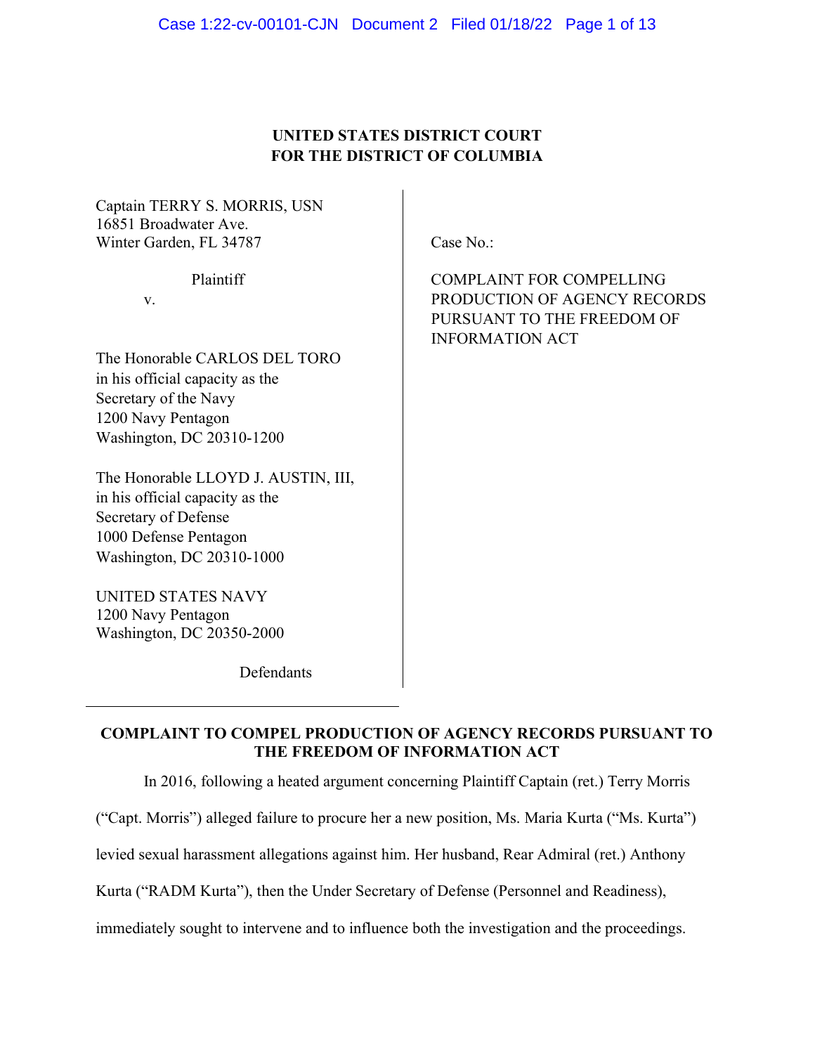**UNITED STATES DISTRICT COURT**
**FOR THE DISTRICT OF COLUMBIA**

Captain TERRY S. MORRIS, USN
16851 Broadwater Ave.
Winter Garden, FL 34787

Plaintiff

v.

The Honorable CARLOS DEL TORO
in his official capacity as the
Secretary of the Navy
1200 Navy Pentagon
Washington, DC 20310-1200

The Honorable LLOYD J. AUSTIN, III,
in his official capacity as the
Secretary of Defense
1000 Defense Pentagon
Washington, DC 20310-1000

UNITED STATES NAVY
1200 Navy Pentagon
Washington, DC 20350-2000

Defendants

Case No.:

COMPLAINT FOR COMPELLING PRODUCTION OF AGENCY RECORDS PURSUANT TO THE FREEDOM OF INFORMATION ACT

## COMPLAINT TO COMPEL PRODUCTION OF AGENCY RECORDS PURSUANT TO THE FREEDOM OF INFORMATION ACT

In 2016, following a heated argument concerning Plaintiff Captain (ret.) Terry Morris ("Capt. Morris") alleged failure to procure her a new position, Ms. Maria Kurta ("Ms. Kurta") levied sexual harassment allegations against him. Her husband, Rear Admiral (ret.) Anthony Kurta ("RADM Kurta"), then the Under Secretary of Defense (Personnel and Readiness), immediately sought to intervene and to influence both the investigation and the proceedings.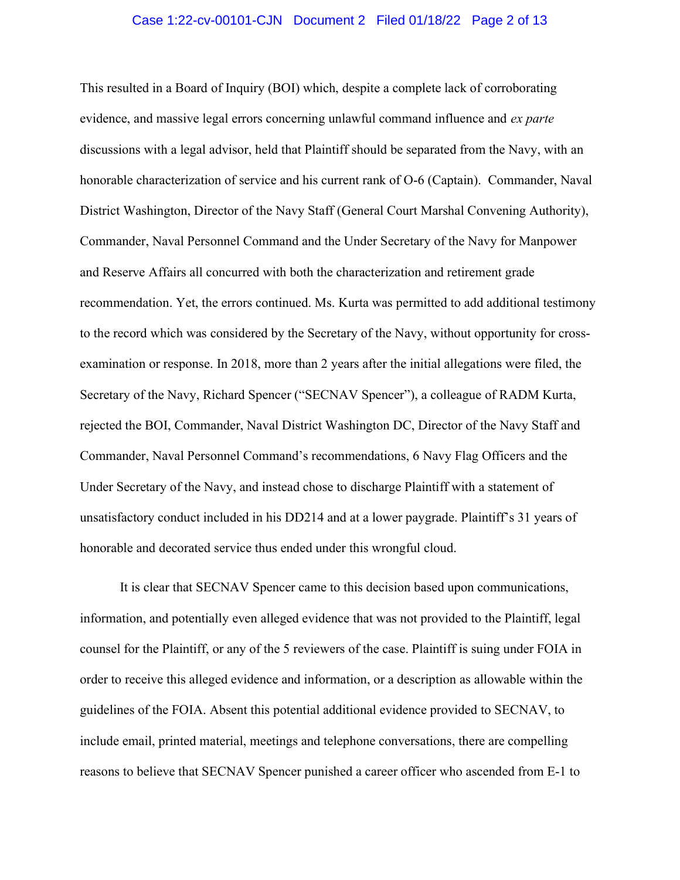This resulted in a Board of Inquiry (BOI) which, despite a complete lack of corroborating evidence, and massive legal errors concerning unlawful command influence and *ex parte* discussions with a legal advisor, held that Plaintiff should be separated from the Navy, with an honorable characterization of service and his current rank of O-6 (Captain). Commander, Naval District Washington, Director of the Navy Staff (General Court Marshal Convening Authority), Commander, Naval Personnel Command and the Under Secretary of the Navy for Manpower and Reserve Affairs all concurred with both the characterization and retirement grade recommendation. Yet, the errors continued. Ms. Kurta was permitted to add additional testimony to the record which was considered by the Secretary of the Navy, without opportunity for cross-examination or response. In 2018, more than 2 years after the initial allegations were filed, the Secretary of the Navy, Richard Spencer ("SECNAV Spencer"), a colleague of RADM Kurta, rejected the BOI, Commander, Naval District Washington DC, Director of the Navy Staff and Commander, Naval Personnel Command's recommendations, 6 Navy Flag Officers and the Under Secretary of the Navy, and instead chose to discharge Plaintiff with a statement of unsatisfactory conduct included in his DD214 and at a lower paygrade. Plaintiff's 31 years of honorable and decorated service thus ended under this wrongful cloud.

It is clear that SECNAV Spencer came to this decision based upon communications, information, and potentially even alleged evidence that was not provided to the Plaintiff, legal counsel for the Plaintiff, or any of the 5 reviewers of the case. Plaintiff is suing under FOIA in order to receive this alleged evidence and information, or a description as allowable within the guidelines of the FOIA. Absent this potential additional evidence provided to SECNAV, to include email, printed material, meetings and telephone conversations, there are compelling reasons to believe that SECNAV Spencer punished a career officer who ascended from E-1 to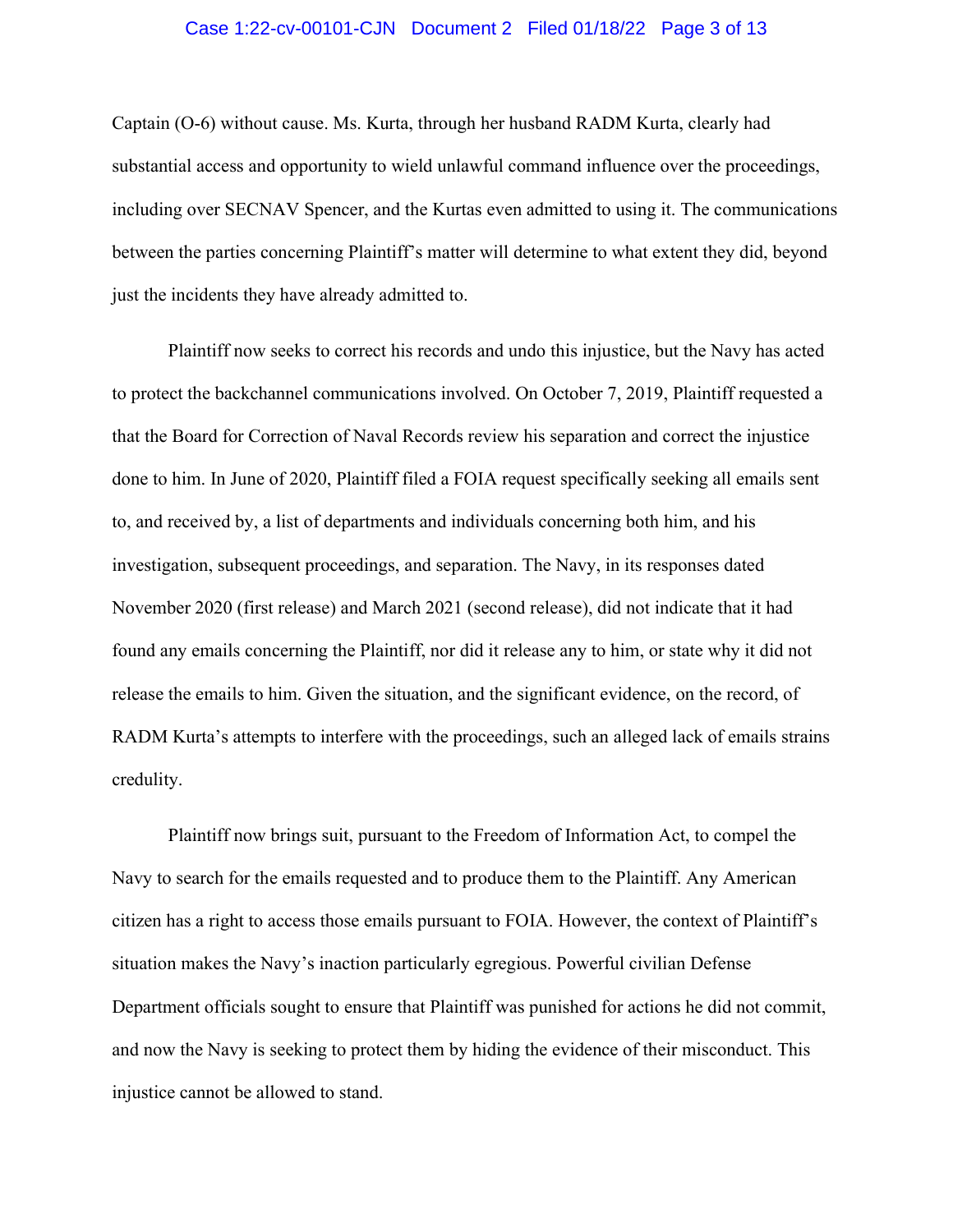Captain (O-6) without cause. Ms. Kurta, through her husband RADM Kurta, clearly had substantial access and opportunity to wield unlawful command influence over the proceedings, including over SECNAV Spencer, and the Kurtas even admitted to using it. The communications between the parties concerning Plaintiff's matter will determine to what extent they did, beyond just the incidents they have already admitted to.

Plaintiff now seeks to correct his records and undo this injustice, but the Navy has acted to protect the backchannel communications involved. On October 7, 2019, Plaintiff requested a that the Board for Correction of Naval Records review his separation and correct the injustice done to him. In June of 2020, Plaintiff filed a FOIA request specifically seeking all emails sent to, and received by, a list of departments and individuals concerning both him, and his investigation, subsequent proceedings, and separation. The Navy, in its responses dated November 2020 (first release) and March 2021 (second release), did not indicate that it had found any emails concerning the Plaintiff, nor did it release any to him, or state why it did not release the emails to him. Given the situation, and the significant evidence, on the record, of RADM Kurta's attempts to interfere with the proceedings, such an alleged lack of emails strains credulity.

Plaintiff now brings suit, pursuant to the Freedom of Information Act, to compel the Navy to search for the emails requested and to produce them to the Plaintiff. Any American citizen has a right to access those emails pursuant to FOIA. However, the context of Plaintiff's situation makes the Navy's inaction particularly egregious. Powerful civilian Defense Department officials sought to ensure that Plaintiff was punished for actions he did not commit, and now the Navy is seeking to protect them by hiding the evidence of their misconduct. This injustice cannot be allowed to stand.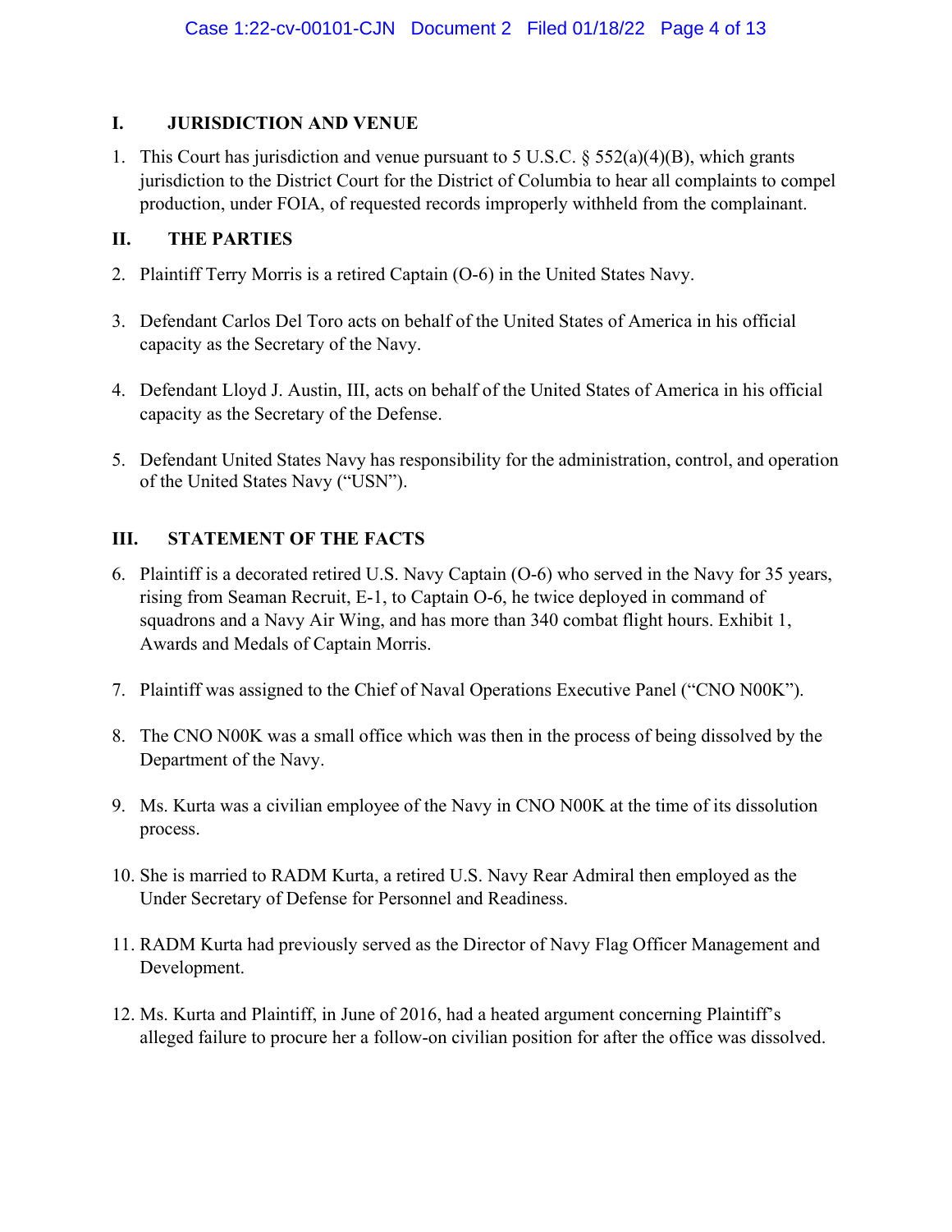## I. JURISDICTION AND VENUE

1. This Court has jurisdiction and venue pursuant to 5 U.S.C. § 552(a)(4)(B), which grants jurisdiction to the District Court for the District of Columbia to hear all complaints to compel production, under FOIA, of requested records improperly withheld from the complainant.

## II. THE PARTIES

2. Plaintiff Terry Morris is a retired Captain (O-6) in the United States Navy.

3. Defendant Carlos Del Toro acts on behalf of the United States of America in his official capacity as the Secretary of the Navy.

4. Defendant Lloyd J. Austin, III, acts on behalf of the United States of America in his official capacity as the Secretary of the Defense.

5. Defendant United States Navy has responsibility for the administration, control, and operation of the United States Navy ("USN").

## III. STATEMENT OF THE FACTS

6. Plaintiff is a decorated retired U.S. Navy Captain (O-6) who served in the Navy for 35 years, rising from Seaman Recruit, E-1, to Captain O-6, he twice deployed in command of squadrons and a Navy Air Wing, and has more than 340 combat flight hours. Exhibit 1, Awards and Medals of Captain Morris.

7. Plaintiff was assigned to the Chief of Naval Operations Executive Panel ("CNO N00K").

8. The CNO N00K was a small office which was then in the process of being dissolved by the Department of the Navy.

9. Ms. Kurta was a civilian employee of the Navy in CNO N00K at the time of its dissolution process.

10. She is married to RADM Kurta, a retired U.S. Navy Rear Admiral then employed as the Under Secretary of Defense for Personnel and Readiness.

11. RADM Kurta had previously served as the Director of Navy Flag Officer Management and Development.

12. Ms. Kurta and Plaintiff, in June of 2016, had a heated argument concerning Plaintiff's alleged failure to procure her a follow-on civilian position for after the office was dissolved.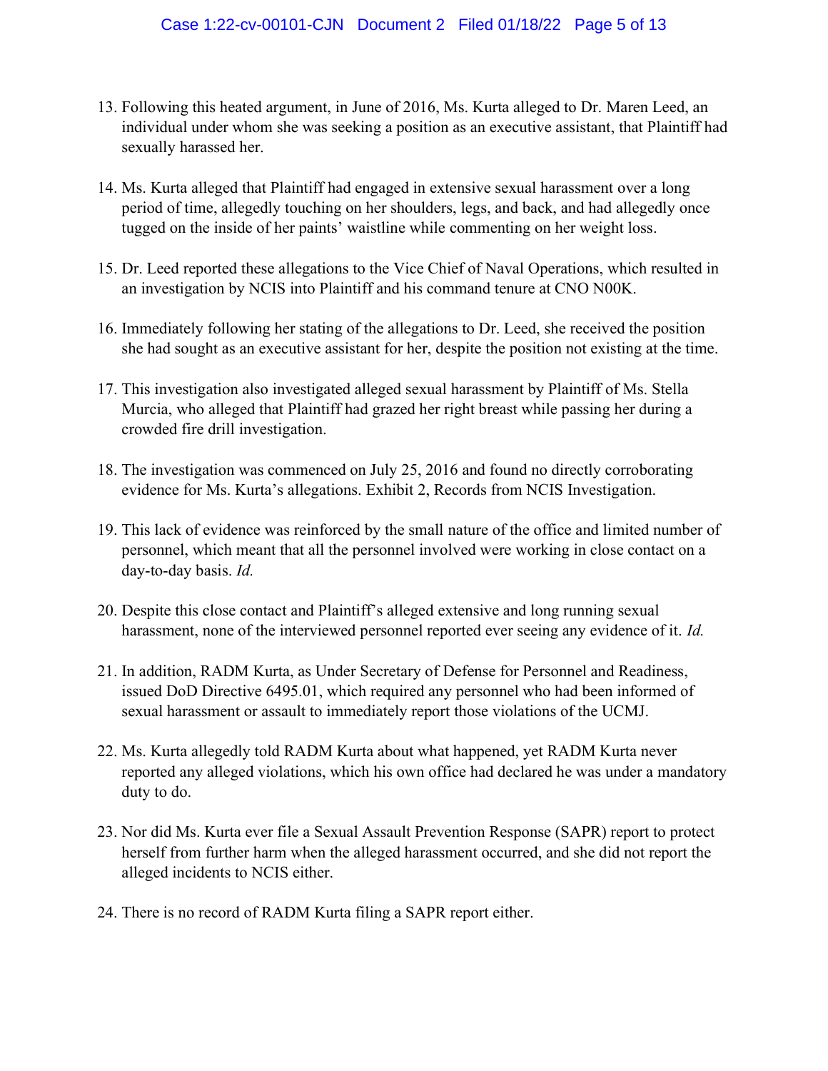13. Following this heated argument, in June of 2016, Ms. Kurta alleged to Dr. Maren Leed, an individual under whom she was seeking a position as an executive assistant, that Plaintiff had sexually harassed her.

14. Ms. Kurta alleged that Plaintiff had engaged in extensive sexual harassment over a long period of time, allegedly touching on her shoulders, legs, and back, and had allegedly once tugged on the inside of her paints' waistline while commenting on her weight loss.

15. Dr. Leed reported these allegations to the Vice Chief of Naval Operations, which resulted in an investigation by NCIS into Plaintiff and his command tenure at CNO N00K.

16. Immediately following her stating of the allegations to Dr. Leed, she received the position she had sought as an executive assistant for her, despite the position not existing at the time.

17. This investigation also investigated alleged sexual harassment by Plaintiff of Ms. Stella Murcia, who alleged that Plaintiff had grazed her right breast while passing her during a crowded fire drill investigation.

18. The investigation was commenced on July 25, 2016 and found no directly corroborating evidence for Ms. Kurta's allegations. Exhibit 2, Records from NCIS Investigation.

19. This lack of evidence was reinforced by the small nature of the office and limited number of personnel, which meant that all the personnel involved were working in close contact on a day-to-day basis. *Id.*

20. Despite this close contact and Plaintiff's alleged extensive and long running sexual harassment, none of the interviewed personnel reported ever seeing any evidence of it. *Id.*

21. In addition, RADM Kurta, as Under Secretary of Defense for Personnel and Readiness, issued DoD Directive 6495.01, which required any personnel who had been informed of sexual harassment or assault to immediately report those violations of the UCMJ.

22. Ms. Kurta allegedly told RADM Kurta about what happened, yet RADM Kurta never reported any alleged violations, which his own office had declared he was under a mandatory duty to do.

23. Nor did Ms. Kurta ever file a Sexual Assault Prevention Response (SAPR) report to protect herself from further harm when the alleged harassment occurred, and she did not report the alleged incidents to NCIS either.

24. There is no record of RADM Kurta filing a SAPR report either.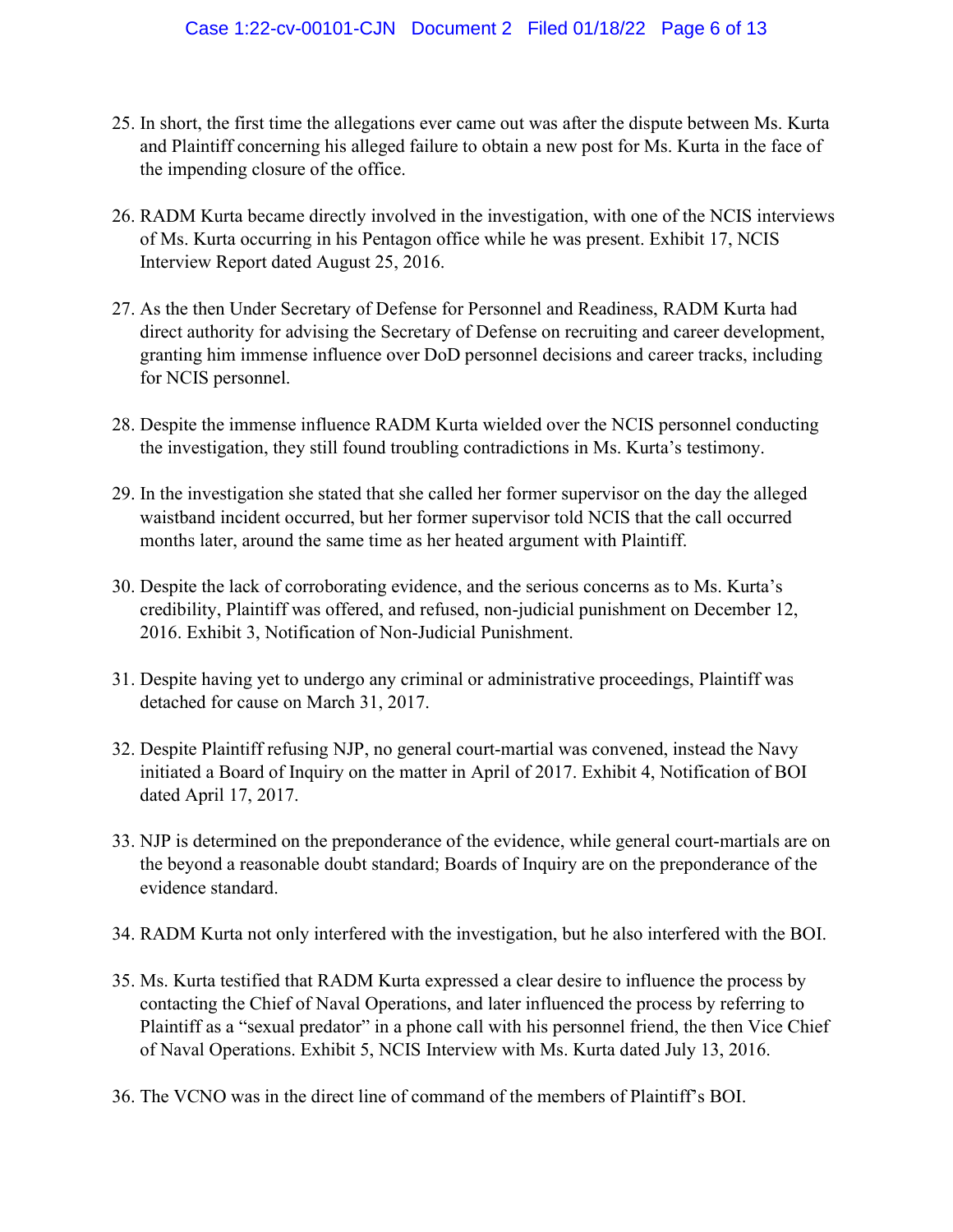25. In short, the first time the allegations ever came out was after the dispute between Ms. Kurta and Plaintiff concerning his alleged failure to obtain a new post for Ms. Kurta in the face of the impending closure of the office.

26. RADM Kurta became directly involved in the investigation, with one of the NCIS interviews of Ms. Kurta occurring in his Pentagon office while he was present. Exhibit 17, NCIS Interview Report dated August 25, 2016.

27. As the then Under Secretary of Defense for Personnel and Readiness, RADM Kurta had direct authority for advising the Secretary of Defense on recruiting and career development, granting him immense influence over DoD personnel decisions and career tracks, including for NCIS personnel.

28. Despite the immense influence RADM Kurta wielded over the NCIS personnel conducting the investigation, they still found troubling contradictions in Ms. Kurta's testimony.

29. In the investigation she stated that she called her former supervisor on the day the alleged waistband incident occurred, but her former supervisor told NCIS that the call occurred months later, around the same time as her heated argument with Plaintiff.

30. Despite the lack of corroborating evidence, and the serious concerns as to Ms. Kurta's credibility, Plaintiff was offered, and refused, non-judicial punishment on December 12, 2016. Exhibit 3, Notification of Non-Judicial Punishment.

31. Despite having yet to undergo any criminal or administrative proceedings, Plaintiff was detached for cause on March 31, 2017.

32. Despite Plaintiff refusing NJP, no general court-martial was convened, instead the Navy initiated a Board of Inquiry on the matter in April of 2017. Exhibit 4, Notification of BOI dated April 17, 2017.

33. NJP is determined on the preponderance of the evidence, while general court-martials are on the beyond a reasonable doubt standard; Boards of Inquiry are on the preponderance of the evidence standard.

34. RADM Kurta not only interfered with the investigation, but he also interfered with the BOI.

35. Ms. Kurta testified that RADM Kurta expressed a clear desire to influence the process by contacting the Chief of Naval Operations, and later influenced the process by referring to Plaintiff as a "sexual predator" in a phone call with his personnel friend, the then Vice Chief of Naval Operations. Exhibit 5, NCIS Interview with Ms. Kurta dated July 13, 2016.

36. The VCNO was in the direct line of command of the members of Plaintiff's BOI.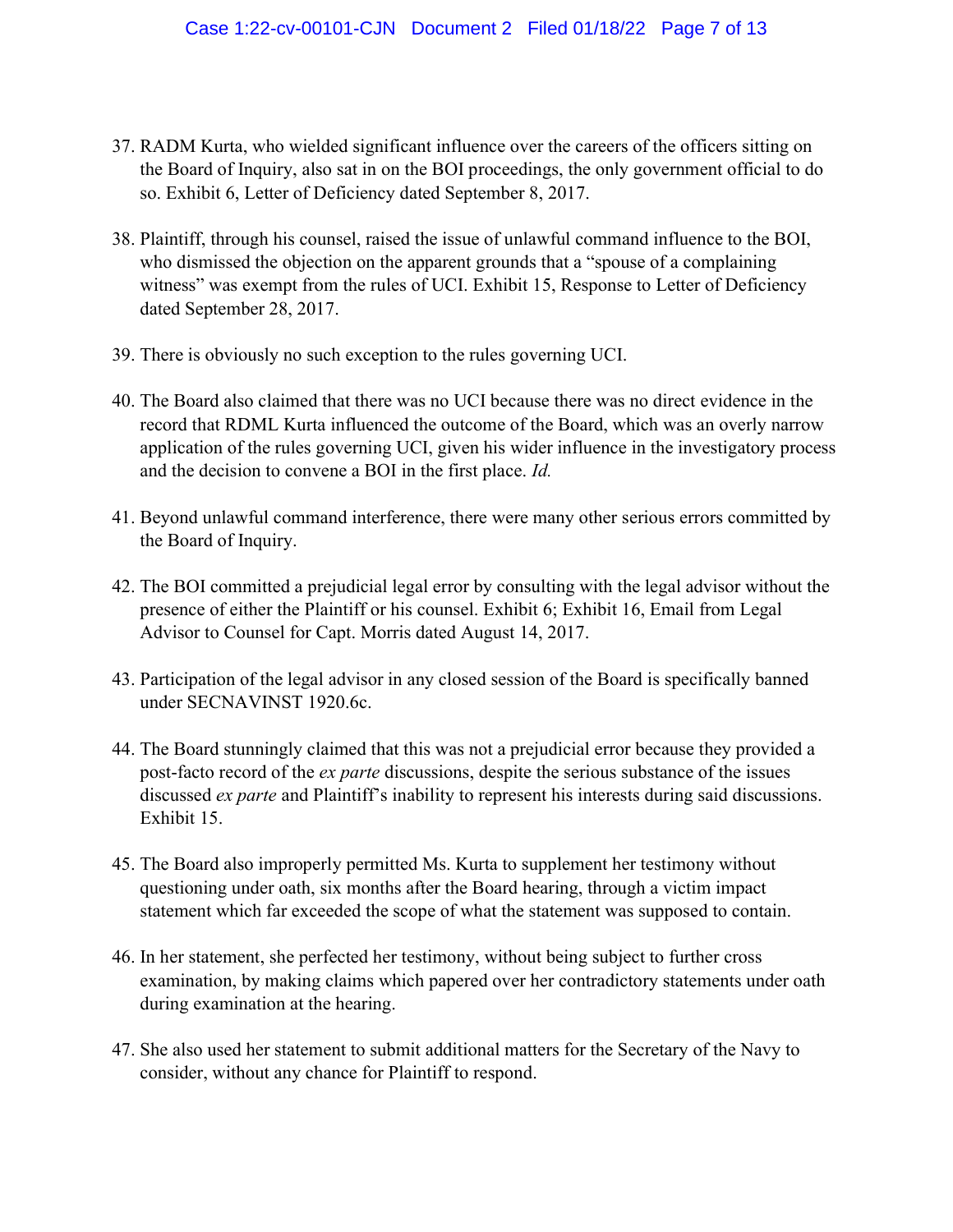37. RADM Kurta, who wielded significant influence over the careers of the officers sitting on the Board of Inquiry, also sat in on the BOI proceedings, the only government official to do so. Exhibit 6, Letter of Deficiency dated September 8, 2017.

38. Plaintiff, through his counsel, raised the issue of unlawful command influence to the BOI, who dismissed the objection on the apparent grounds that a "spouse of a complaining witness" was exempt from the rules of UCI. Exhibit 15, Response to Letter of Deficiency dated September 28, 2017.

39. There is obviously no such exception to the rules governing UCI.

40. The Board also claimed that there was no UCI because there was no direct evidence in the record that RDML Kurta influenced the outcome of the Board, which was an overly narrow application of the rules governing UCI, given his wider influence in the investigatory process and the decision to convene a BOI in the first place. *Id.*

41. Beyond unlawful command interference, there were many other serious errors committed by the Board of Inquiry.

42. The BOI committed a prejudicial legal error by consulting with the legal advisor without the presence of either the Plaintiff or his counsel. Exhibit 6; Exhibit 16, Email from Legal Advisor to Counsel for Capt. Morris dated August 14, 2017.

43. Participation of the legal advisor in any closed session of the Board is specifically banned under SECNAVINST 1920.6c.

44. The Board stunningly claimed that this was not a prejudicial error because they provided a post-facto record of the *ex parte* discussions, despite the serious substance of the issues discussed *ex parte* and Plaintiff's inability to represent his interests during said discussions. Exhibit 15.

45. The Board also improperly permitted Ms. Kurta to supplement her testimony without questioning under oath, six months after the Board hearing, through a victim impact statement which far exceeded the scope of what the statement was supposed to contain.

46. In her statement, she perfected her testimony, without being subject to further cross examination, by making claims which papered over her contradictory statements under oath during examination at the hearing.

47. She also used her statement to submit additional matters for the Secretary of the Navy to consider, without any chance for Plaintiff to respond.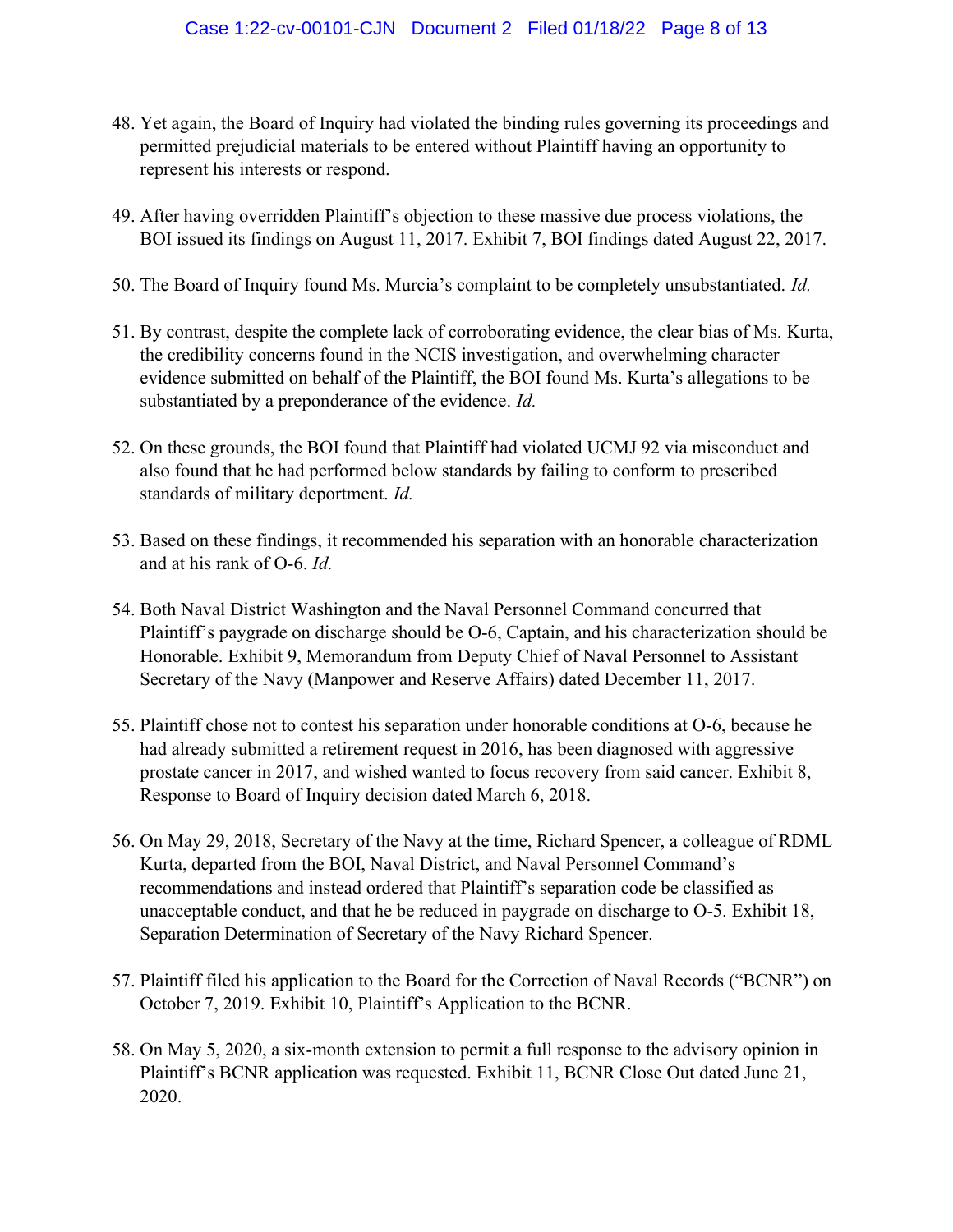48. Yet again, the Board of Inquiry had violated the binding rules governing its proceedings and permitted prejudicial materials to be entered without Plaintiff having an opportunity to represent his interests or respond.

49. After having overridden Plaintiff's objection to these massive due process violations, the BOI issued its findings on August 11, 2017. Exhibit 7, BOI findings dated August 22, 2017.

50. The Board of Inquiry found Ms. Murcia's complaint to be completely unsubstantiated. *Id.*

51. By contrast, despite the complete lack of corroborating evidence, the clear bias of Ms. Kurta, the credibility concerns found in the NCIS investigation, and overwhelming character evidence submitted on behalf of the Plaintiff, the BOI found Ms. Kurta's allegations to be substantiated by a preponderance of the evidence. *Id.*

52. On these grounds, the BOI found that Plaintiff had violated UCMJ 92 via misconduct and also found that he had performed below standards by failing to conform to prescribed standards of military deportment. *Id.*

53. Based on these findings, it recommended his separation with an honorable characterization and at his rank of O-6. *Id.*

54. Both Naval District Washington and the Naval Personnel Command concurred that Plaintiff's paygrade on discharge should be O-6, Captain, and his characterization should be Honorable. Exhibit 9, Memorandum from Deputy Chief of Naval Personnel to Assistant Secretary of the Navy (Manpower and Reserve Affairs) dated December 11, 2017.

55. Plaintiff chose not to contest his separation under honorable conditions at O-6, because he had already submitted a retirement request in 2016, has been diagnosed with aggressive prostate cancer in 2017, and wished wanted to focus recovery from said cancer. Exhibit 8, Response to Board of Inquiry decision dated March 6, 2018.

56. On May 29, 2018, Secretary of the Navy at the time, Richard Spencer, a colleague of RDML Kurta, departed from the BOI, Naval District, and Naval Personnel Command's recommendations and instead ordered that Plaintiff's separation code be classified as unacceptable conduct, and that he be reduced in paygrade on discharge to O-5. Exhibit 18, Separation Determination of Secretary of the Navy Richard Spencer.

57. Plaintiff filed his application to the Board for the Correction of Naval Records ("BCNR") on October 7, 2019. Exhibit 10, Plaintiff's Application to the BCNR.

58. On May 5, 2020, a six-month extension to permit a full response to the advisory opinion in Plaintiff's BCNR application was requested. Exhibit 11, BCNR Close Out dated June 21, 2020.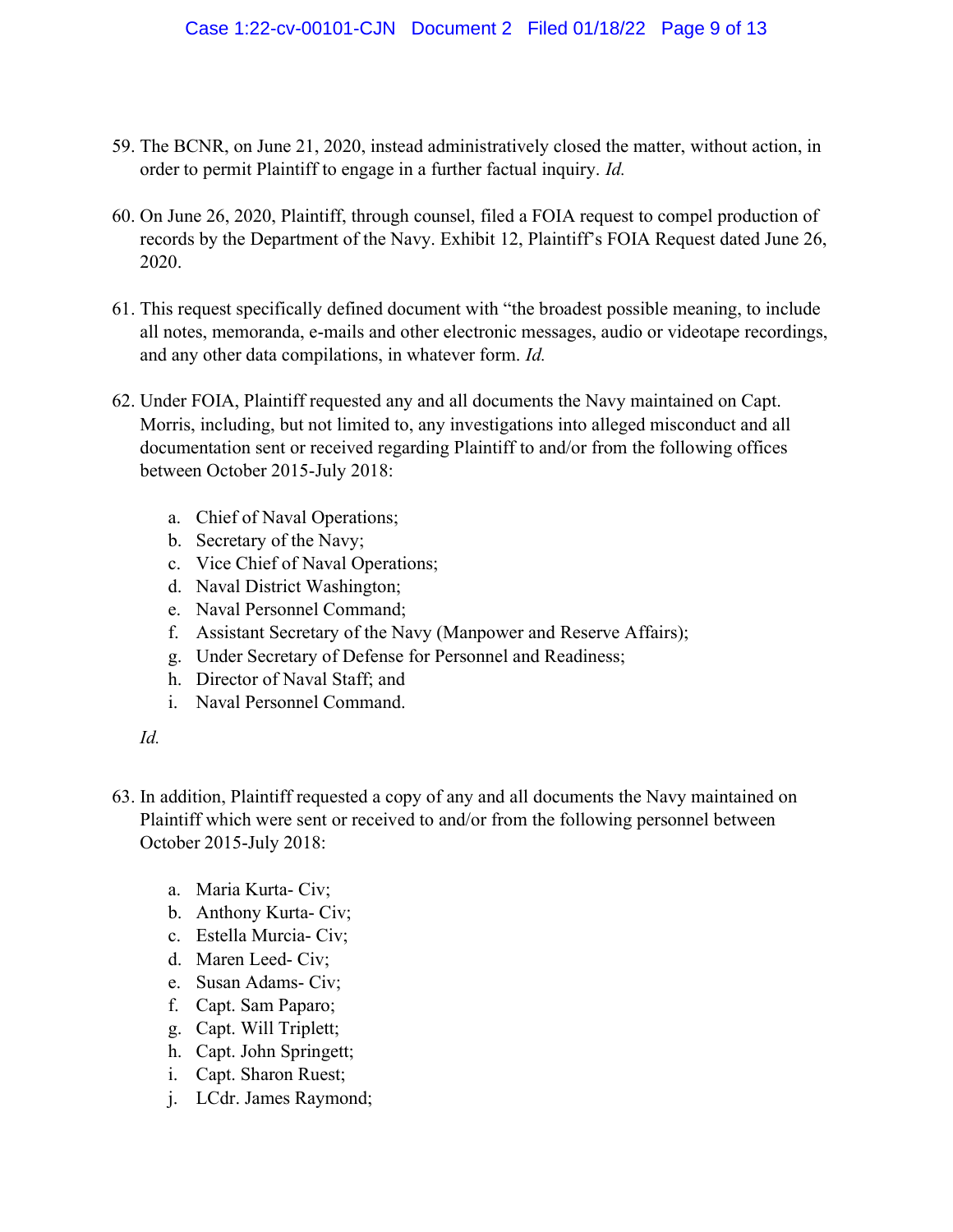59. The BCNR, on June 21, 2020, instead administratively closed the matter, without action, in order to permit Plaintiff to engage in a further factual inquiry. *Id.*

60. On June 26, 2020, Plaintiff, through counsel, filed a FOIA request to compel production of records by the Department of the Navy. Exhibit 12, Plaintiff's FOIA Request dated June 26, 2020.

61. This request specifically defined document with "the broadest possible meaning, to include all notes, memoranda, e-mails and other electronic messages, audio or videotape recordings, and any other data compilations, in whatever form. *Id.*

62. Under FOIA, Plaintiff requested any and all documents the Navy maintained on Capt. Morris, including, but not limited to, any investigations into alleged misconduct and all documentation sent or received regarding Plaintiff to and/or from the following offices between October 2015-July 2018:

    a. Chief of Naval Operations;
    b. Secretary of the Navy;
    c. Vice Chief of Naval Operations;
    d. Naval District Washington;
    e. Naval Personnel Command;
    f. Assistant Secretary of the Navy (Manpower and Reserve Affairs);
    g. Under Secretary of Defense for Personnel and Readiness;
    h. Director of Naval Staff; and
    i. Naval Personnel Command.

    *Id.*

63. In addition, Plaintiff requested a copy of any and all documents the Navy maintained on Plaintiff which were sent or received to and/or from the following personnel between October 2015-July 2018:

    a. Maria Kurta- Civ;
    b. Anthony Kurta- Civ;
    c. Estella Murcia- Civ;
    d. Maren Leed- Civ;
    e. Susan Adams- Civ;
    f. Capt. Sam Paparo;
    g. Capt. Will Triplett;
    h. Capt. John Springett;
    i. Capt. Sharon Ruest;
    j. LCdr. James Raymond;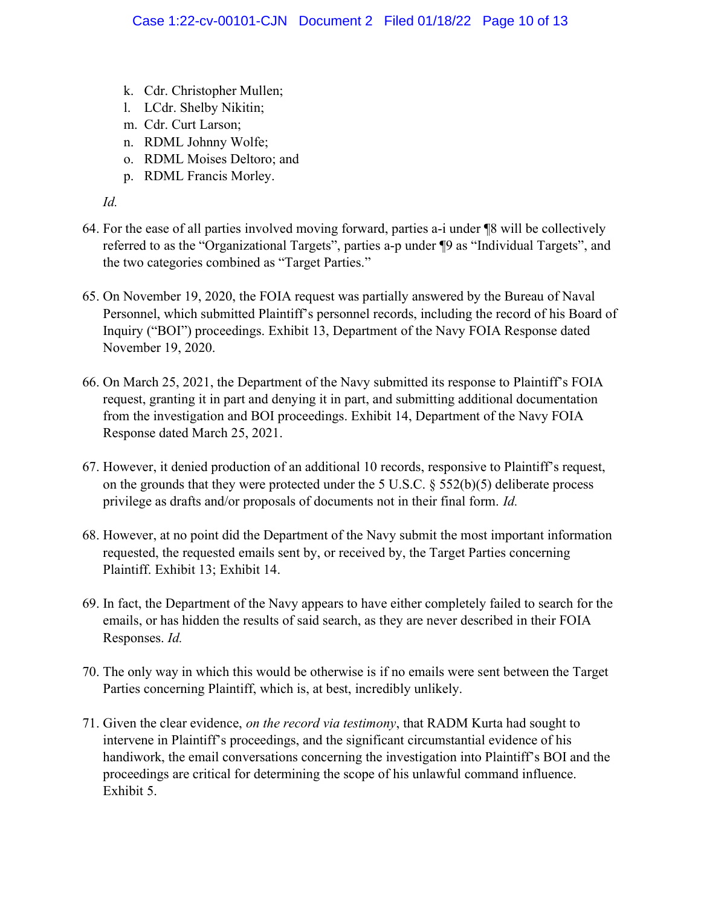k. Cdr. Christopher Mullen;
l. LCdr. Shelby Nikitin;
m. Cdr. Curt Larson;
n. RDML Johnny Wolfe;
o. RDML Moises Deltoro; and
p. RDML Francis Morley.

*Id.*

64. For the ease of all parties involved moving forward, parties a-i under ¶8 will be collectively referred to as the "Organizational Targets", parties a-p under ¶9 as "Individual Targets", and the two categories combined as "Target Parties."

65. On November 19, 2020, the FOIA request was partially answered by the Bureau of Naval Personnel, which submitted Plaintiff's personnel records, including the record of his Board of Inquiry ("BOI") proceedings. Exhibit 13, Department of the Navy FOIA Response dated November 19, 2020.

66. On March 25, 2021, the Department of the Navy submitted its response to Plaintiff's FOIA request, granting it in part and denying it in part, and submitting additional documentation from the investigation and BOI proceedings. Exhibit 14, Department of the Navy FOIA Response dated March 25, 2021.

67. However, it denied production of an additional 10 records, responsive to Plaintiff's request, on the grounds that they were protected under the 5 U.S.C. § 552(b)(5) deliberate process privilege as drafts and/or proposals of documents not in their final form. *Id.*

68. However, at no point did the Department of the Navy submit the most important information requested, the requested emails sent by, or received by, the Target Parties concerning Plaintiff. Exhibit 13; Exhibit 14.

69. In fact, the Department of the Navy appears to have either completely failed to search for the emails, or has hidden the results of said search, as they are never described in their FOIA Responses. *Id.*

70. The only way in which this would be otherwise is if no emails were sent between the Target Parties concerning Plaintiff, which is, at best, incredibly unlikely.

71. Given the clear evidence, *on the record via testimony*, that RADM Kurta had sought to intervene in Plaintiff's proceedings, and the significant circumstantial evidence of his handiwork, the email conversations concerning the investigation into Plaintiff's BOI and the proceedings are critical for determining the scope of his unlawful command influence. Exhibit 5.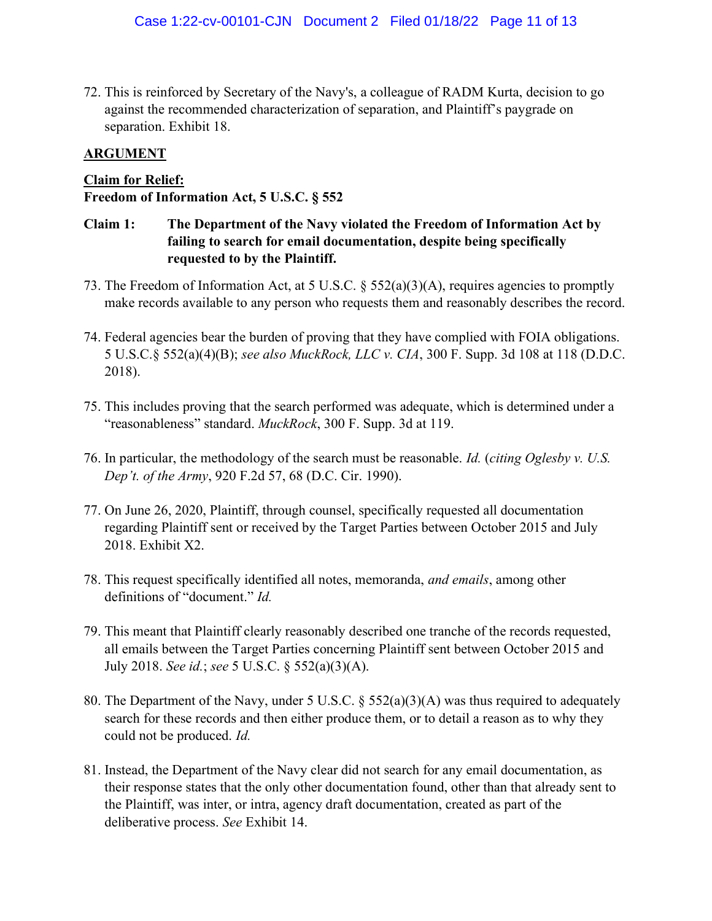72. This is reinforced by Secretary of the Navy's, a colleague of RADM Kurta, decision to go against the recommended characterization of separation, and Plaintiff's paygrade on separation. Exhibit 18.

## ARGUMENT

**Claim for Relief:**
**Freedom of Information Act, 5 U.S.C. § 552**

**Claim 1: The Department of the Navy violated the Freedom of Information Act by failing to search for email documentation, despite being specifically requested to by the Plaintiff.**

73. The Freedom of Information Act, at 5 U.S.C. § 552(a)(3)(A), requires agencies to promptly make records available to any person who requests them and reasonably describes the record.

74. Federal agencies bear the burden of proving that they have complied with FOIA obligations. 5 U.S.C.§ 552(a)(4)(B); *see also MuckRock, LLC v. CIA*, 300 F. Supp. 3d 108 at 118 (D.D.C. 2018).

75. This includes proving that the search performed was adequate, which is determined under a "reasonableness" standard. *MuckRock*, 300 F. Supp. 3d at 119.

76. In particular, the methodology of the search must be reasonable. *Id.* (*citing Oglesby v. U.S. Dep't. of the Army*, 920 F.2d 57, 68 (D.C. Cir. 1990).

77. On June 26, 2020, Plaintiff, through counsel, specifically requested all documentation regarding Plaintiff sent or received by the Target Parties between October 2015 and July 2018. Exhibit X2.

78. This request specifically identified all notes, memoranda, *and emails*, among other definitions of "document." *Id.*

79. This meant that Plaintiff clearly reasonably described one tranche of the records requested, all emails between the Target Parties concerning Plaintiff sent between October 2015 and July 2018. *See id.*; *see* 5 U.S.C. § 552(a)(3)(A).

80. The Department of the Navy, under 5 U.S.C. § 552(a)(3)(A) was thus required to adequately search for these records and then either produce them, or to detail a reason as to why they could not be produced. *Id.*

81. Instead, the Department of the Navy clear did not search for any email documentation, as their response states that the only other documentation found, other than that already sent to the Plaintiff, was inter, or intra, agency draft documentation, created as part of the deliberative process. *See* Exhibit 14.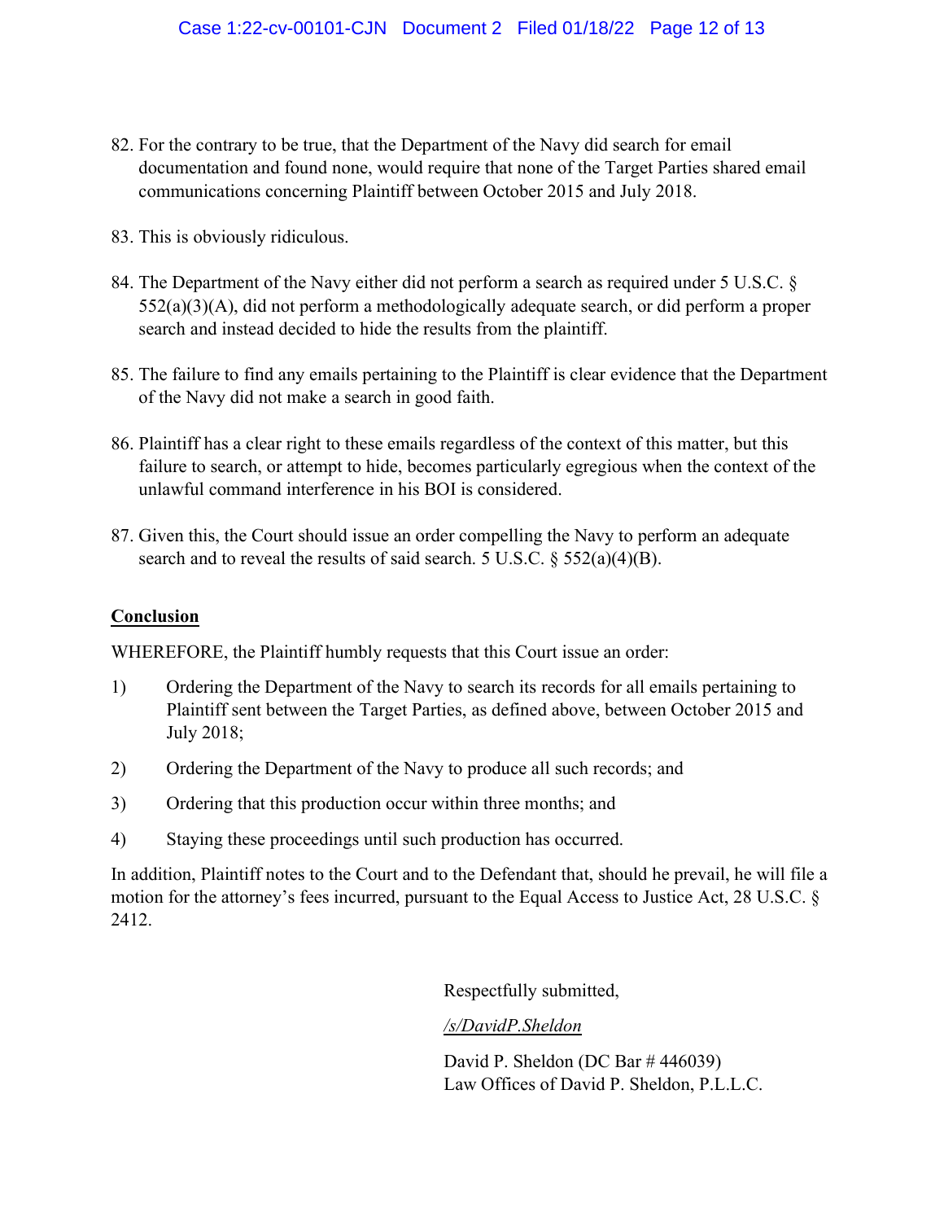82. For the contrary to be true, that the Department of the Navy did search for email documentation and found none, would require that none of the Target Parties shared email communications concerning Plaintiff between October 2015 and July 2018.

83. This is obviously ridiculous.

84. The Department of the Navy either did not perform a search as required under 5 U.S.C. § 552(a)(3)(A), did not perform a methodologically adequate search, or did perform a proper search and instead decided to hide the results from the plaintiff.

85. The failure to find any emails pertaining to the Plaintiff is clear evidence that the Department of the Navy did not make a search in good faith.

86. Plaintiff has a clear right to these emails regardless of the context of this matter, but this failure to search, or attempt to hide, becomes particularly egregious when the context of the unlawful command interference in his BOI is considered.

87. Given this, the Court should issue an order compelling the Navy to perform an adequate search and to reveal the results of said search. 5 U.S.C. § 552(a)(4)(B).

**Conclusion**

WHEREFORE, the Plaintiff humbly requests that this Court issue an order:

1) Ordering the Department of the Navy to search its records for all emails pertaining to Plaintiff sent between the Target Parties, as defined above, between October 2015 and July 2018;

2) Ordering the Department of the Navy to produce all such records; and

3) Ordering that this production occur within three months; and

4) Staying these proceedings until such production has occurred.

In addition, Plaintiff notes to the Court and to the Defendant that, should he prevail, he will file a motion for the attorney's fees incurred, pursuant to the Equal Access to Justice Act, 28 U.S.C. § 2412.

Respectfully submitted,

*/s/DavidP.Sheldon*

David P. Sheldon (DC Bar # 446039)
Law Offices of David P. Sheldon, P.L.L.C.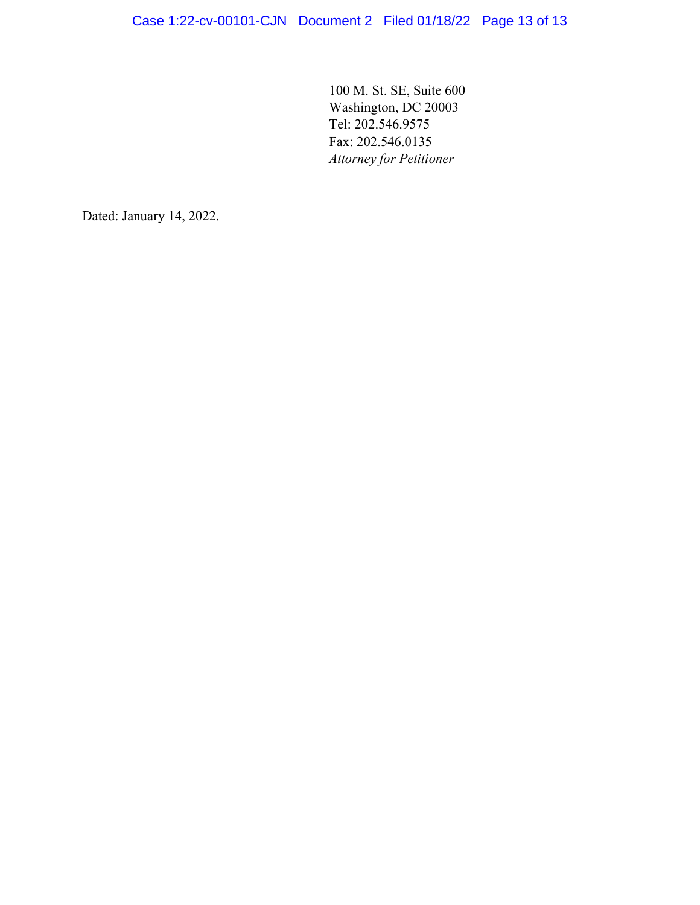100 M. St. SE, Suite 600
Washington, DC 20003
Tel: 202.546.9575
Fax: 202.546.0135
*Attorney for Petitioner*

Dated: January 14, 2022.